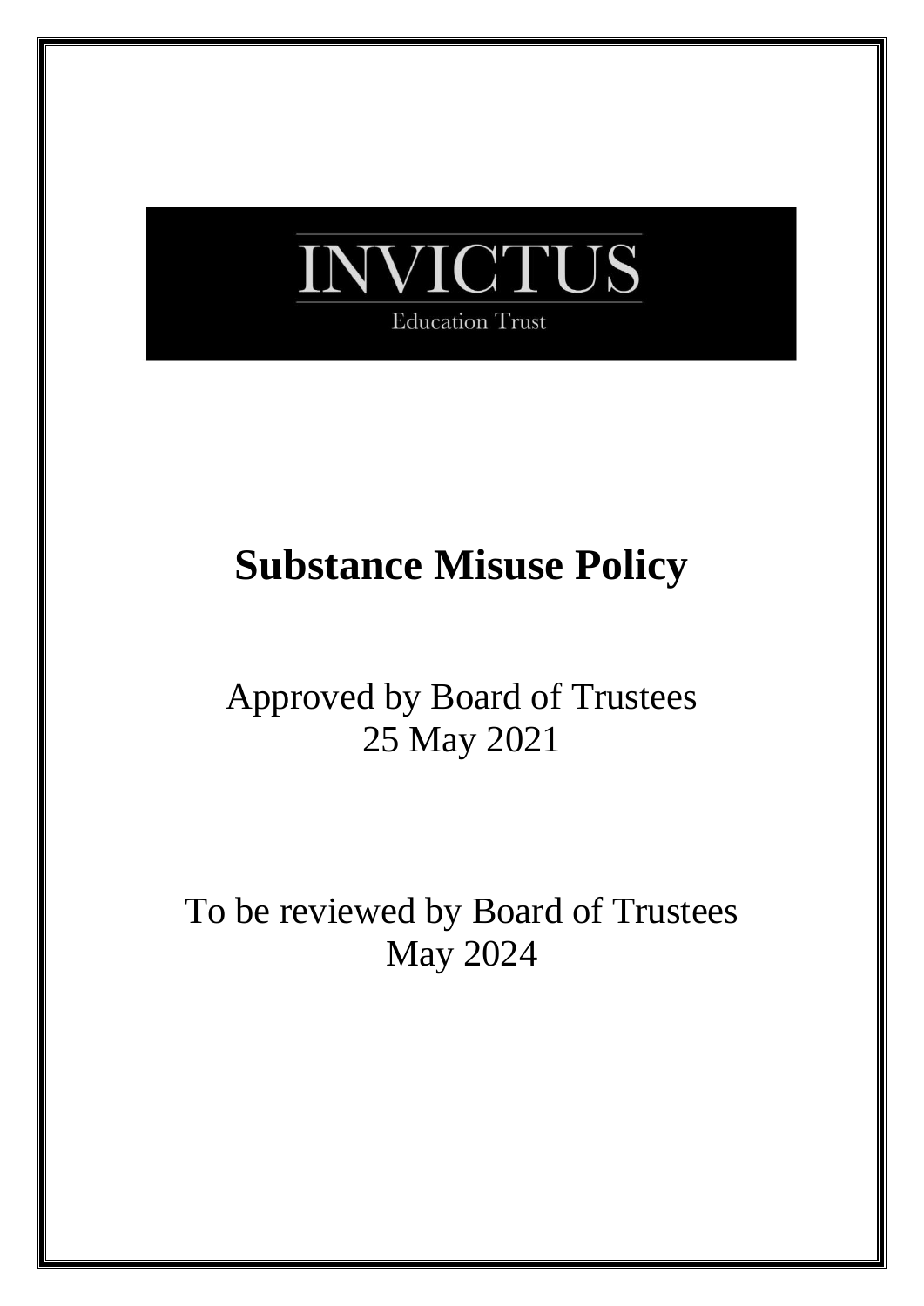INVICTUS

Education Trust

# Substance Misuse Policy

Approved by Board of Trustees
25 May 2021

To be reviewed by Board of Trustees
May 2024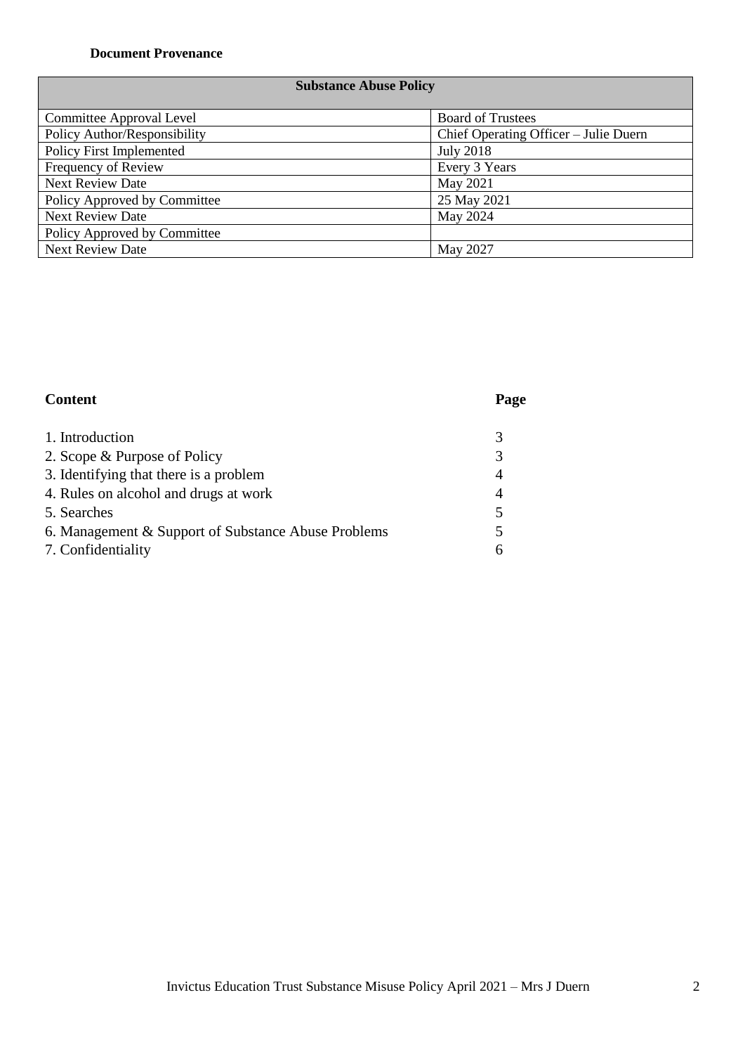**Document Provenance**

| Substance Abuse Policy | |
|---|---|
| Committee Approval Level | Board of Trustees |
| Policy Author/Responsibility | Chief Operating Officer – Julie Duern |
| Policy First Implemented | July 2018 |
| Frequency of Review | Every 3 Years |
| Next Review Date | May 2021 |
| Policy Approved by Committee | 25 May 2021 |
| Next Review Date | May 2024 |
| Policy Approved by Committee | |
| Next Review Date | May 2027 |

| Content | Page |
|---|---|
| 1. Introduction | 3 |
| 2. Scope & Purpose of Policy | 3 |
| 3. Identifying that there is a problem | 4 |
| 4. Rules on alcohol and drugs at work | 4 |
| 5. Searches | 5 |
| 6. Management & Support of Substance Abuse Problems | 5 |
| 7. Confidentiality | 6 |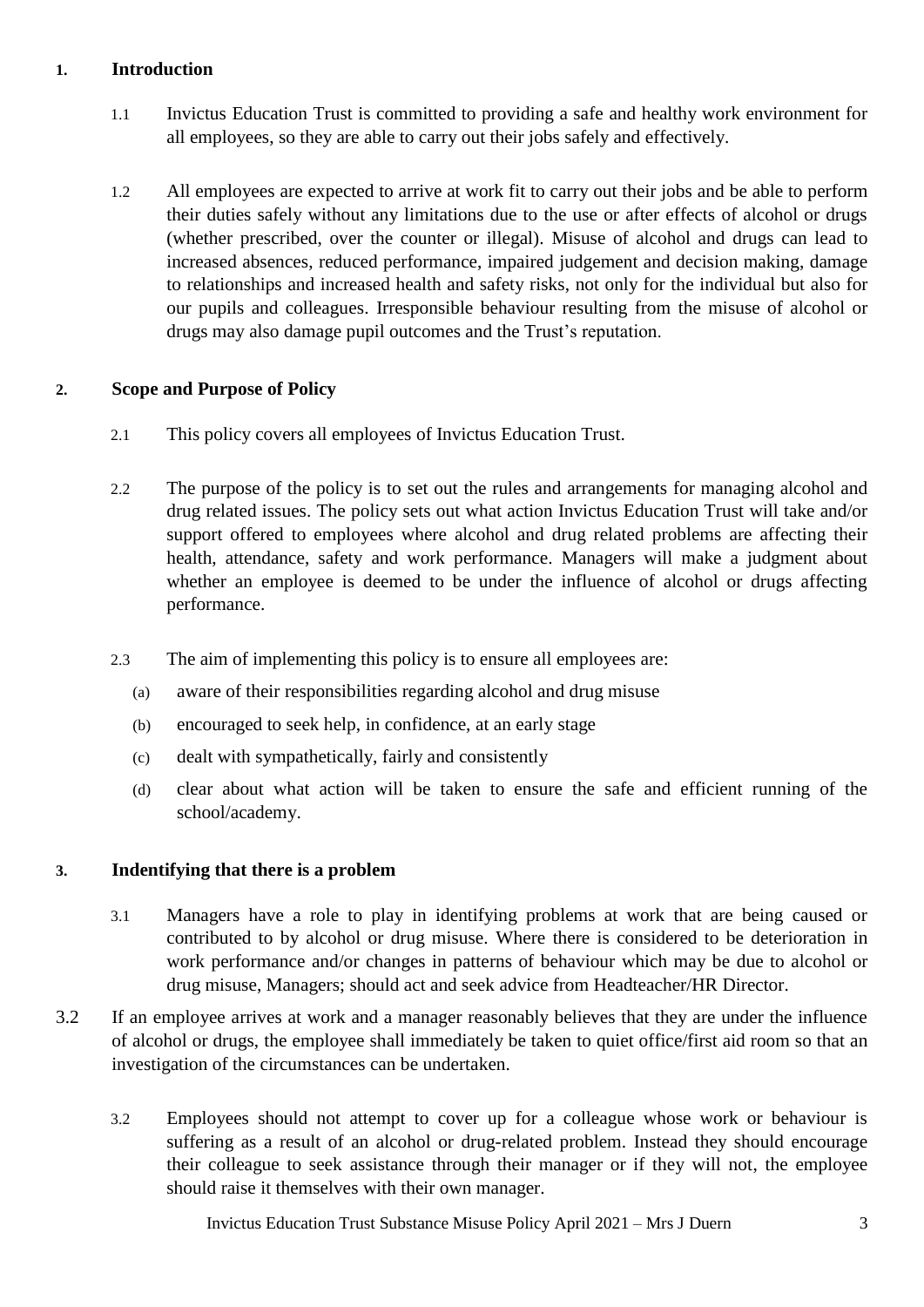## 1. Introduction

1.1 Invictus Education Trust is committed to providing a safe and healthy work environment for all employees, so they are able to carry out their jobs safely and effectively.

1.2 All employees are expected to arrive at work fit to carry out their jobs and be able to perform their duties safely without any limitations due to the use or after effects of alcohol or drugs (whether prescribed, over the counter or illegal). Misuse of alcohol and drugs can lead to increased absences, reduced performance, impaired judgement and decision making, damage to relationships and increased health and safety risks, not only for the individual but also for our pupils and colleagues. Irresponsible behaviour resulting from the misuse of alcohol or drugs may also damage pupil outcomes and the Trust's reputation.

## 2. Scope and Purpose of Policy

2.1 This policy covers all employees of Invictus Education Trust.

2.2 The purpose of the policy is to set out the rules and arrangements for managing alcohol and drug related issues. The policy sets out what action Invictus Education Trust will take and/or support offered to employees where alcohol and drug related problems are affecting their health, attendance, safety and work performance. Managers will make a judgment about whether an employee is deemed to be under the influence of alcohol or drugs affecting performance.

2.3 The aim of implementing this policy is to ensure all employees are:

- (a) aware of their responsibilities regarding alcohol and drug misuse
- (b) encouraged to seek help, in confidence, at an early stage
- (c) dealt with sympathetically, fairly and consistently
- (d) clear about what action will be taken to ensure the safe and efficient running of the school/academy.

## 3. Indentifying that there is a problem

3.1 Managers have a role to play in identifying problems at work that are being caused or contributed to by alcohol or drug misuse. Where there is considered to be deterioration in work performance and/or changes in patterns of behaviour which may be due to alcohol or drug misuse, Managers; should act and seek advice from Headteacher/HR Director.

3.2 If an employee arrives at work and a manager reasonably believes that they are under the influence of alcohol or drugs, the employee shall immediately be taken to quiet office/first aid room so that an investigation of the circumstances can be undertaken.

3.2 Employees should not attempt to cover up for a colleague whose work or behaviour is suffering as a result of an alcohol or drug-related problem. Instead they should encourage their colleague to seek assistance through their manager or if they will not, the employee should raise it themselves with their own manager.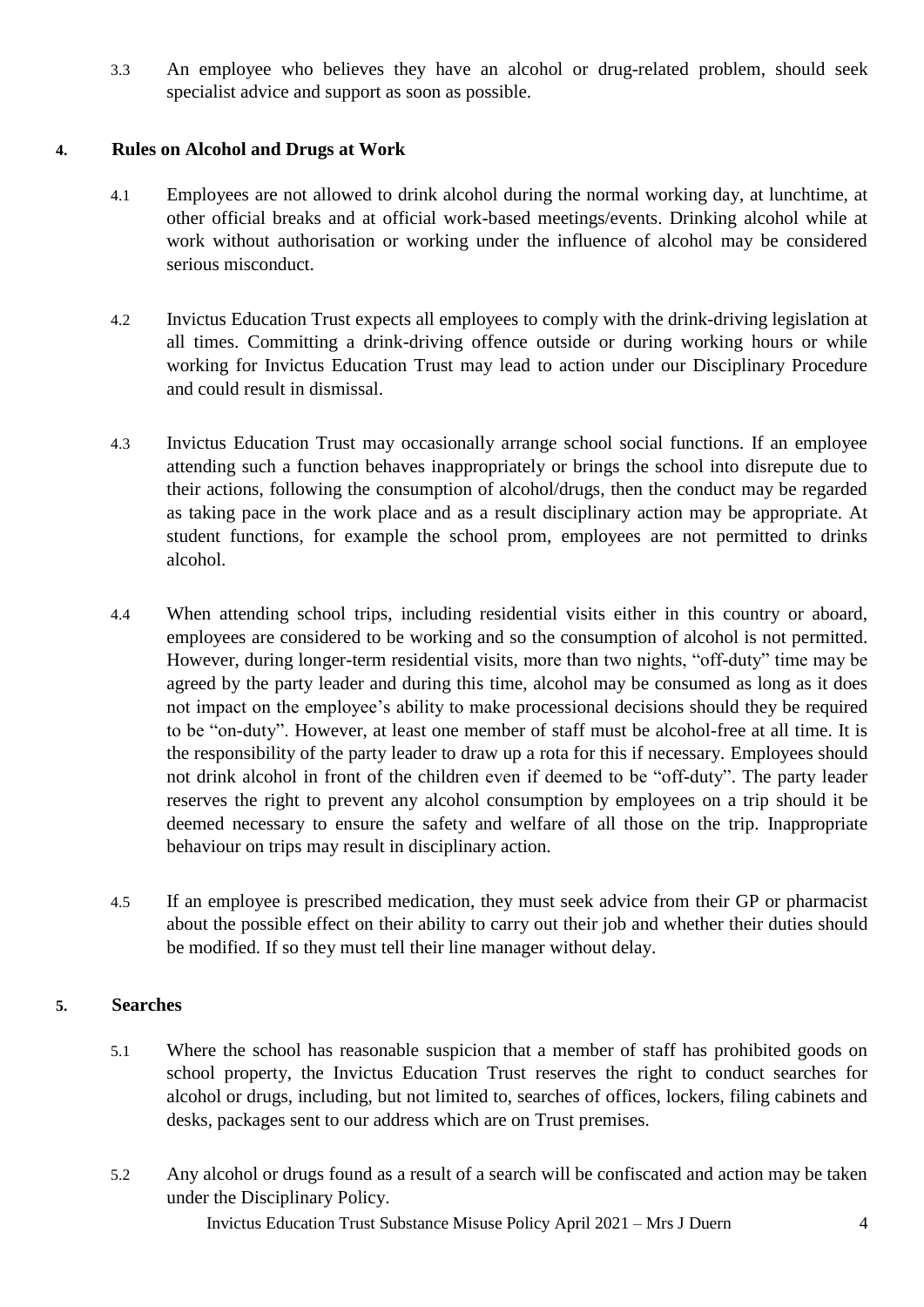3.3 An employee who believes they have an alcohol or drug-related problem, should seek specialist advice and support as soon as possible.

## 4. Rules on Alcohol and Drugs at Work

4.1 Employees are not allowed to drink alcohol during the normal working day, at lunchtime, at other official breaks and at official work-based meetings/events. Drinking alcohol while at work without authorisation or working under the influence of alcohol may be considered serious misconduct.

4.2 Invictus Education Trust expects all employees to comply with the drink-driving legislation at all times. Committing a drink-driving offence outside or during working hours or while working for Invictus Education Trust may lead to action under our Disciplinary Procedure and could result in dismissal.

4.3 Invictus Education Trust may occasionally arrange school social functions. If an employee attending such a function behaves inappropriately or brings the school into disrepute due to their actions, following the consumption of alcohol/drugs, then the conduct may be regarded as taking pace in the work place and as a result disciplinary action may be appropriate. At student functions, for example the school prom, employees are not permitted to drinks alcohol.

4.4 When attending school trips, including residential visits either in this country or aboard, employees are considered to be working and so the consumption of alcohol is not permitted. However, during longer-term residential visits, more than two nights, "off-duty" time may be agreed by the party leader and during this time, alcohol may be consumed as long as it does not impact on the employee's ability to make processional decisions should they be required to be "on-duty". However, at least one member of staff must be alcohol-free at all time. It is the responsibility of the party leader to draw up a rota for this if necessary. Employees should not drink alcohol in front of the children even if deemed to be "off-duty". The party leader reserves the right to prevent any alcohol consumption by employees on a trip should it be deemed necessary to ensure the safety and welfare of all those on the trip. Inappropriate behaviour on trips may result in disciplinary action.

4.5 If an employee is prescribed medication, they must seek advice from their GP or pharmacist about the possible effect on their ability to carry out their job and whether their duties should be modified. If so they must tell their line manager without delay.

## 5. Searches

5.1 Where the school has reasonable suspicion that a member of staff has prohibited goods on school property, the Invictus Education Trust reserves the right to conduct searches for alcohol or drugs, including, but not limited to, searches of offices, lockers, filing cabinets and desks, packages sent to our address which are on Trust premises.

5.2 Any alcohol or drugs found as a result of a search will be confiscated and action may be taken under the Disciplinary Policy.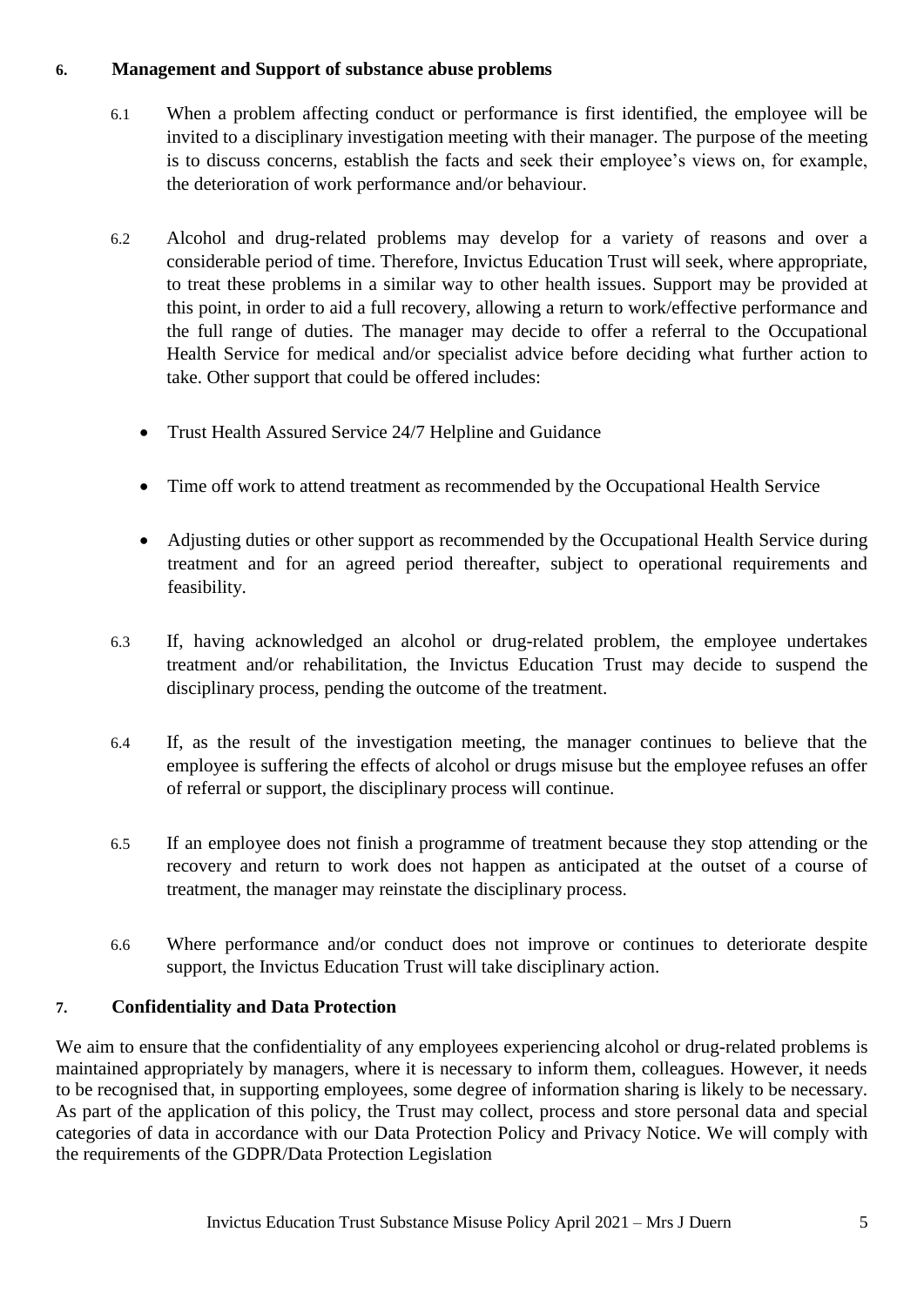## 6. Management and Support of substance abuse problems

6.1 When a problem affecting conduct or performance is first identified, the employee will be invited to a disciplinary investigation meeting with their manager. The purpose of the meeting is to discuss concerns, establish the facts and seek their employee's views on, for example, the deterioration of work performance and/or behaviour.

6.2 Alcohol and drug-related problems may develop for a variety of reasons and over a considerable period of time. Therefore, Invictus Education Trust will seek, where appropriate, to treat these problems in a similar way to other health issues. Support may be provided at this point, in order to aid a full recovery, allowing a return to work/effective performance and the full range of duties. The manager may decide to offer a referral to the Occupational Health Service for medical and/or specialist advice before deciding what further action to take. Other support that could be offered includes:

- Trust Health Assured Service 24/7 Helpline and Guidance
- Time off work to attend treatment as recommended by the Occupational Health Service
- Adjusting duties or other support as recommended by the Occupational Health Service during treatment and for an agreed period thereafter, subject to operational requirements and feasibility.

6.3 If, having acknowledged an alcohol or drug-related problem, the employee undertakes treatment and/or rehabilitation, the Invictus Education Trust may decide to suspend the disciplinary process, pending the outcome of the treatment.

6.4 If, as the result of the investigation meeting, the manager continues to believe that the employee is suffering the effects of alcohol or drugs misuse but the employee refuses an offer of referral or support, the disciplinary process will continue.

6.5 If an employee does not finish a programme of treatment because they stop attending or the recovery and return to work does not happen as anticipated at the outset of a course of treatment, the manager may reinstate the disciplinary process.

6.6 Where performance and/or conduct does not improve or continues to deteriorate despite support, the Invictus Education Trust will take disciplinary action.

## 7. Confidentiality and Data Protection

We aim to ensure that the confidentiality of any employees experiencing alcohol or drug-related problems is maintained appropriately by managers, where it is necessary to inform them, colleagues. However, it needs to be recognised that, in supporting employees, some degree of information sharing is likely to be necessary. As part of the application of this policy, the Trust may collect, process and store personal data and special categories of data in accordance with our Data Protection Policy and Privacy Notice. We will comply with the requirements of the GDPR/Data Protection Legislation